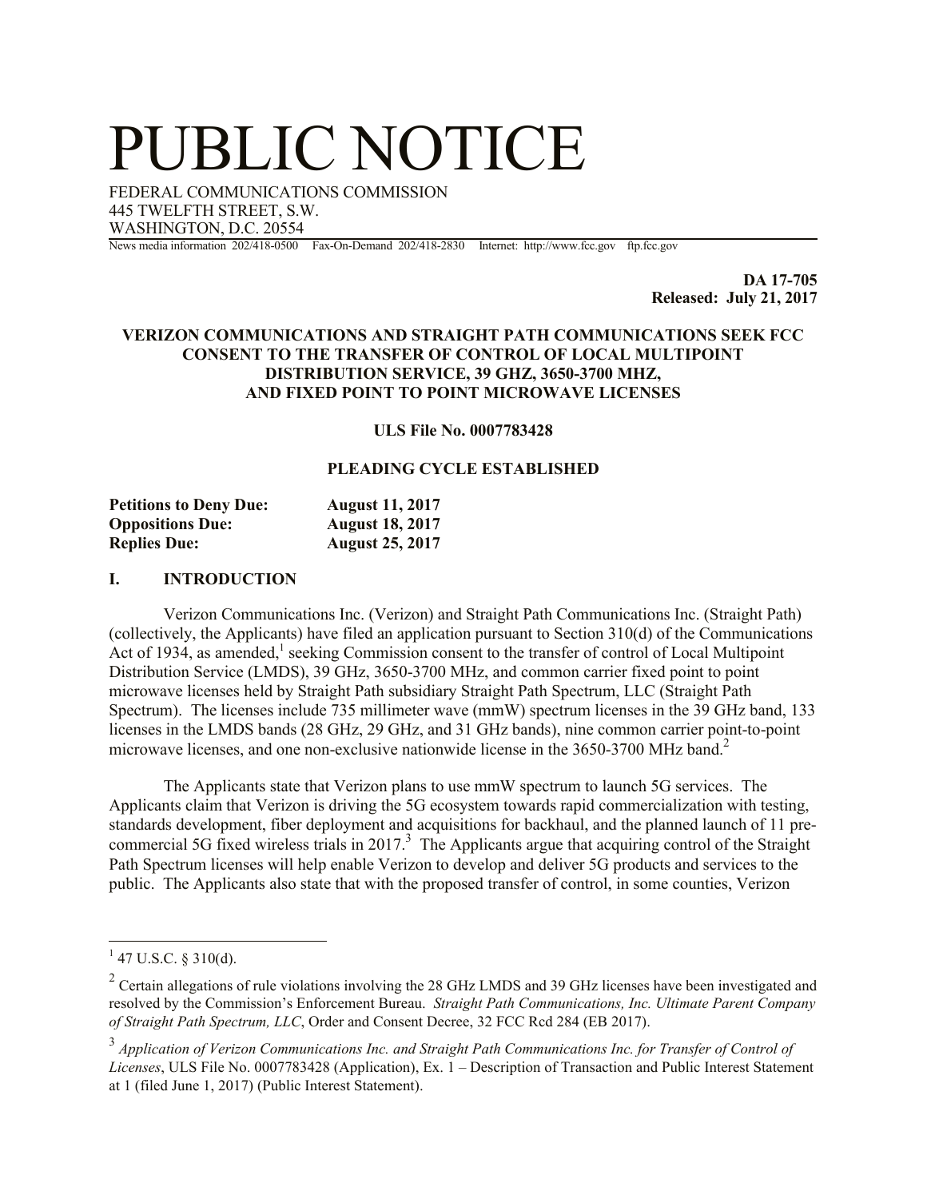# PUBLIC NOTICE

FEDERAL COMMUNICATIONS COMMISSION
445 TWELFTH STREET, S.W.
WASHINGTON, D.C. 20554

News media information 202/418-0500 Fax-On-Demand 202/418-2830 Internet: http://www.fcc.gov ftp.fcc.gov

**DA 17-705**
**Released: July 21, 2017**

**VERIZON COMMUNICATIONS AND STRAIGHT PATH COMMUNICATIONS SEEK FCC CONSENT TO THE TRANSFER OF CONTROL OF LOCAL MULTIPOINT DISTRIBUTION SERVICE, 39 GHZ, 3650-3700 MHZ, AND FIXED POINT TO POINT MICROWAVE LICENSES**

**ULS File No. 0007783428**

**PLEADING CYCLE ESTABLISHED**

| | |
|---|---|
| **Petitions to Deny Due:** | **August 11, 2017** |
| **Oppositions Due:** | **August 18, 2017** |
| **Replies Due:** | **August 25, 2017** |

## I. INTRODUCTION

Verizon Communications Inc. (Verizon) and Straight Path Communications Inc. (Straight Path) (collectively, the Applicants) have filed an application pursuant to Section 310(d) of the Communications Act of 1934, as amended,[1] seeking Commission consent to the transfer of control of Local Multipoint Distribution Service (LMDS), 39 GHz, 3650-3700 MHz, and common carrier fixed point to point microwave licenses held by Straight Path subsidiary Straight Path Spectrum, LLC (Straight Path Spectrum). The licenses include 735 millimeter wave (mmW) spectrum licenses in the 39 GHz band, 133 licenses in the LMDS bands (28 GHz, 29 GHz, and 31 GHz bands), nine common carrier point-to-point microwave licenses, and one non-exclusive nationwide license in the 3650-3700 MHz band.[2]

The Applicants state that Verizon plans to use mmW spectrum to launch 5G services. The Applicants claim that Verizon is driving the 5G ecosystem towards rapid commercialization with testing, standards development, fiber deployment and acquisitions for backhaul, and the planned launch of 11 pre-commercial 5G fixed wireless trials in 2017.[3] The Applicants argue that acquiring control of the Straight Path Spectrum licenses will help enable Verizon to develop and deliver 5G products and services to the public. The Applicants also state that with the proposed transfer of control, in some counties, Verizon

---

[1] 47 U.S.C. § 310(d).

[2] Certain allegations of rule violations involving the 28 GHz LMDS and 39 GHz licenses have been investigated and resolved by the Commission's Enforcement Bureau. *Straight Path Communications, Inc. Ultimate Parent Company of Straight Path Spectrum, LLC*, Order and Consent Decree, 32 FCC Rcd 284 (EB 2017).

[3] *Application of Verizon Communications Inc. and Straight Path Communications Inc. for Transfer of Control of Licenses*, ULS File No. 0007783428 (Application), Ex. 1 – Description of Transaction and Public Interest Statement at 1 (filed June 1, 2017) (Public Interest Statement).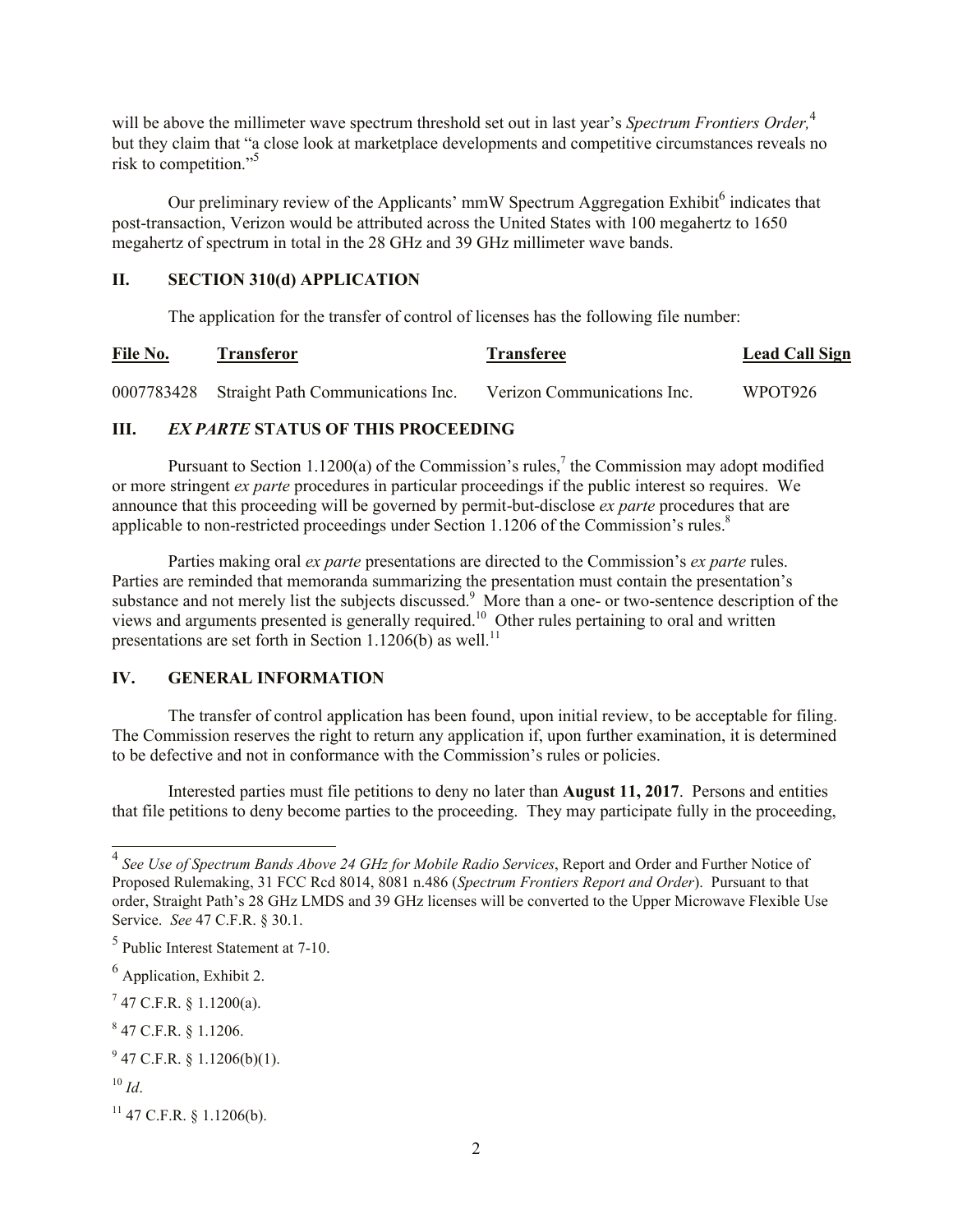will be above the millimeter wave spectrum threshold set out in last year's *Spectrum Frontiers Order,*[4] but they claim that "a close look at marketplace developments and competitive circumstances reveals no risk to competition."[5]

Our preliminary review of the Applicants' mmW Spectrum Aggregation Exhibit[6] indicates that post-transaction, Verizon would be attributed across the United States with 100 megahertz to 1650 megahertz of spectrum in total in the 28 GHz and 39 GHz millimeter wave bands.

## II. SECTION 310(d) APPLICATION

The application for the transfer of control of licenses has the following file number:

| File No. | Transferor | Transferee | Lead Call Sign |
|---|---|---|---|
| 0007783428 | Straight Path Communications Inc. | Verizon Communications Inc. | WPOT926 |

## III. *EX PARTE* STATUS OF THIS PROCEEDING

Pursuant to Section 1.1200(a) of the Commission's rules,[7] the Commission may adopt modified or more stringent *ex parte* procedures in particular proceedings if the public interest so requires. We announce that this proceeding will be governed by permit-but-disclose *ex parte* procedures that are applicable to non-restricted proceedings under Section 1.1206 of the Commission's rules.[8]

Parties making oral *ex parte* presentations are directed to the Commission's *ex parte* rules. Parties are reminded that memoranda summarizing the presentation must contain the presentation's substance and not merely list the subjects discussed.[9] More than a one- or two-sentence description of the views and arguments presented is generally required.[10] Other rules pertaining to oral and written presentations are set forth in Section 1.1206(b) as well.[11]

## IV. GENERAL INFORMATION

The transfer of control application has been found, upon initial review, to be acceptable for filing. The Commission reserves the right to return any application if, upon further examination, it is determined to be defective and not in conformance with the Commission's rules or policies.

Interested parties must file petitions to deny no later than **August 11, 2017**. Persons and entities that file petitions to deny become parties to the proceeding. They may participate fully in the proceeding,

---

[4] *See Use of Spectrum Bands Above 24 GHz for Mobile Radio Services*, Report and Order and Further Notice of Proposed Rulemaking, 31 FCC Rcd 8014, 8081 n.486 (*Spectrum Frontiers Report and Order*). Pursuant to that order, Straight Path's 28 GHz LMDS and 39 GHz licenses will be converted to the Upper Microwave Flexible Use Service. *See* 47 C.F.R. § 30.1.

[5] Public Interest Statement at 7-10.

[6] Application, Exhibit 2.

[7] 47 C.F.R. § 1.1200(a).

[8] 47 C.F.R. § 1.1206.

[9] 47 C.F.R. § 1.1206(b)(1).

[10] *Id*.

[11] 47 C.F.R. § 1.1206(b).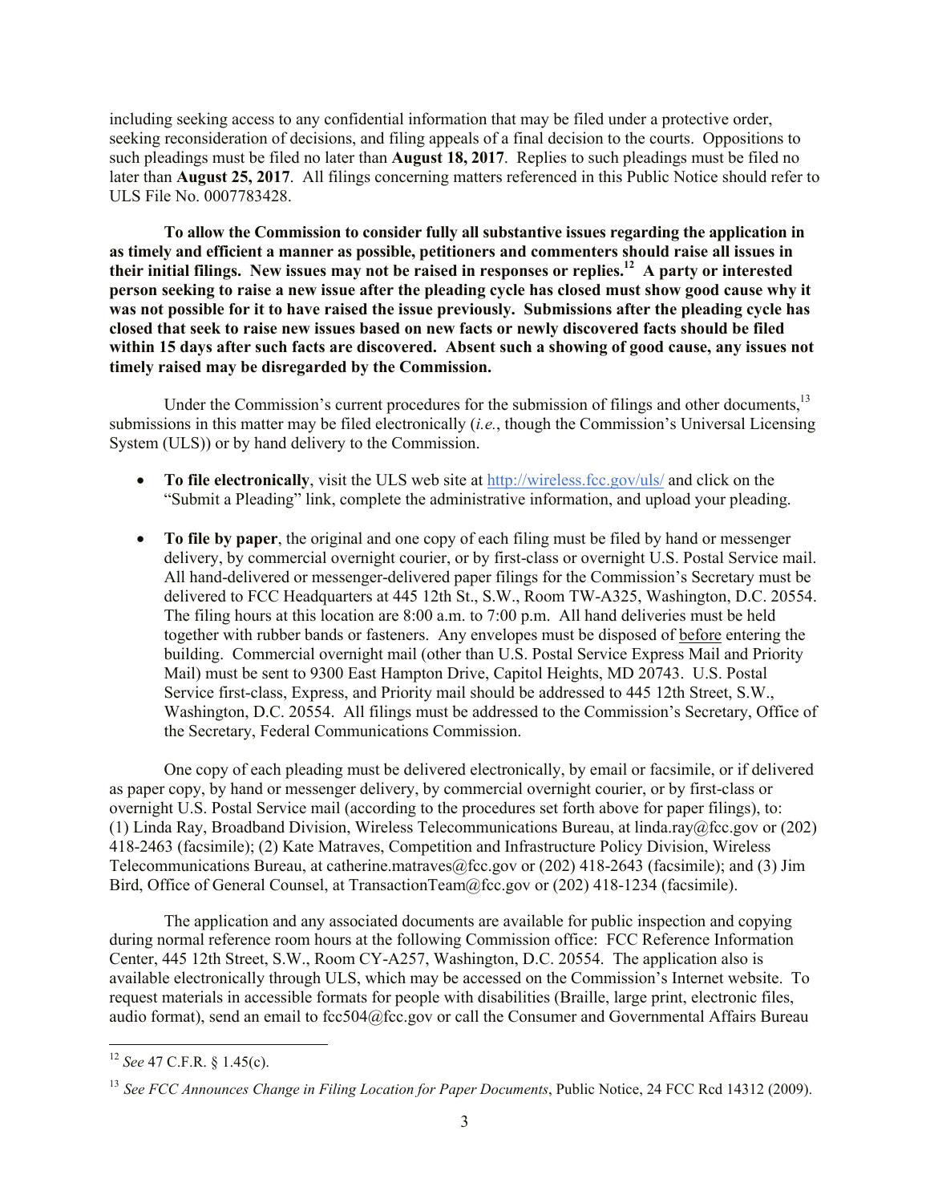including seeking access to any confidential information that may be filed under a protective order, seeking reconsideration of decisions, and filing appeals of a final decision to the courts. Oppositions to such pleadings must be filed no later than **August 18, 2017**. Replies to such pleadings must be filed no later than **August 25, 2017**. All filings concerning matters referenced in this Public Notice should refer to ULS File No. 0007783428.

**To allow the Commission to consider fully all substantive issues regarding the application in as timely and efficient a manner as possible, petitioners and commenters should raise all issues in their initial filings. New issues may not be raised in responses or replies.[12] A party or interested person seeking to raise a new issue after the pleading cycle has closed must show good cause why it was not possible for it to have raised the issue previously. Submissions after the pleading cycle has closed that seek to raise new issues based on new facts or newly discovered facts should be filed within 15 days after such facts are discovered. Absent such a showing of good cause, any issues not timely raised may be disregarded by the Commission.**

Under the Commission's current procedures for the submission of filings and other documents,[13] submissions in this matter may be filed electronically (*i.e.*, though the Commission's Universal Licensing System (ULS)) or by hand delivery to the Commission.

- **To file electronically**, visit the ULS web site at http://wireless.fcc.gov/uls/ and click on the "Submit a Pleading" link, complete the administrative information, and upload your pleading.

- **To file by paper**, the original and one copy of each filing must be filed by hand or messenger delivery, by commercial overnight courier, or by first-class or overnight U.S. Postal Service mail. All hand-delivered or messenger-delivered paper filings for the Commission's Secretary must be delivered to FCC Headquarters at 445 12th St., S.W., Room TW-A325, Washington, D.C. 20554. The filing hours at this location are 8:00 a.m. to 7:00 p.m. All hand deliveries must be held together with rubber bands or fasteners. Any envelopes must be disposed of before entering the building. Commercial overnight mail (other than U.S. Postal Service Express Mail and Priority Mail) must be sent to 9300 East Hampton Drive, Capitol Heights, MD 20743. U.S. Postal Service first-class, Express, and Priority mail should be addressed to 445 12th Street, S.W., Washington, D.C. 20554. All filings must be addressed to the Commission's Secretary, Office of the Secretary, Federal Communications Commission.

One copy of each pleading must be delivered electronically, by email or facsimile, or if delivered as paper copy, by hand or messenger delivery, by commercial overnight courier, or by first-class or overnight U.S. Postal Service mail (according to the procedures set forth above for paper filings), to: (1) Linda Ray, Broadband Division, Wireless Telecommunications Bureau, at linda.ray@fcc.gov or (202) 418-2463 (facsimile); (2) Kate Matraves, Competition and Infrastructure Policy Division, Wireless Telecommunications Bureau, at catherine.matraves@fcc.gov or (202) 418-2643 (facsimile); and (3) Jim Bird, Office of General Counsel, at TransactionTeam@fcc.gov or (202) 418-1234 (facsimile).

The application and any associated documents are available for public inspection and copying during normal reference room hours at the following Commission office: FCC Reference Information Center, 445 12th Street, S.W., Room CY-A257, Washington, D.C. 20554. The application also is available electronically through ULS, which may be accessed on the Commission's Internet website. To request materials in accessible formats for people with disabilities (Braille, large print, electronic files, audio format), send an email to fcc504@fcc.gov or call the Consumer and Governmental Affairs Bureau

---

[12] *See* 47 C.F.R. § 1.45(c).

[13] *See FCC Announces Change in Filing Location for Paper Documents*, Public Notice, 24 FCC Rcd 14312 (2009).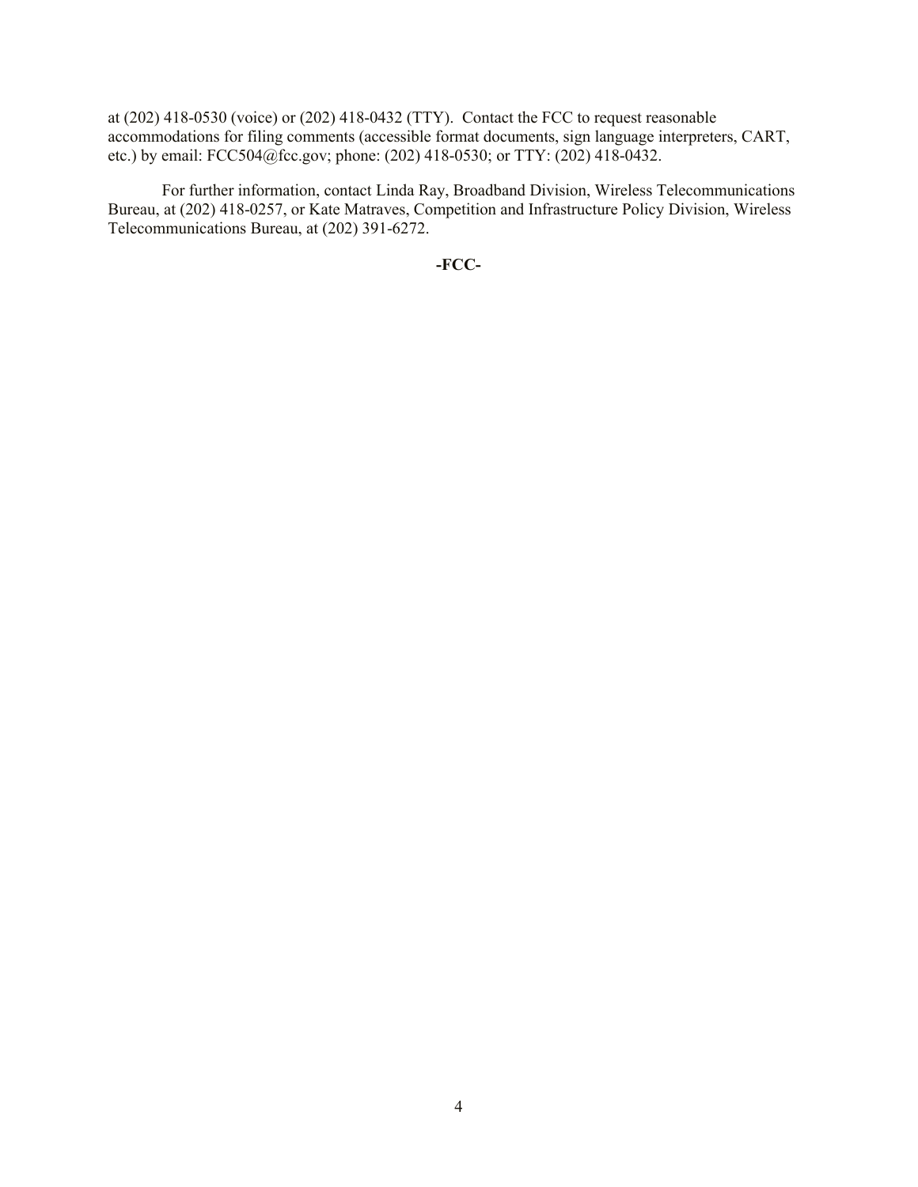at (202) 418-0530 (voice) or (202) 418-0432 (TTY). Contact the FCC to request reasonable accommodations for filing comments (accessible format documents, sign language interpreters, CART, etc.) by email: FCC504@fcc.gov; phone: (202) 418-0530; or TTY: (202) 418-0432.

For further information, contact Linda Ray, Broadband Division, Wireless Telecommunications Bureau, at (202) 418-0257, or Kate Matraves, Competition and Infrastructure Policy Division, Wireless Telecommunications Bureau, at (202) 391-6272.

**-FCC-**